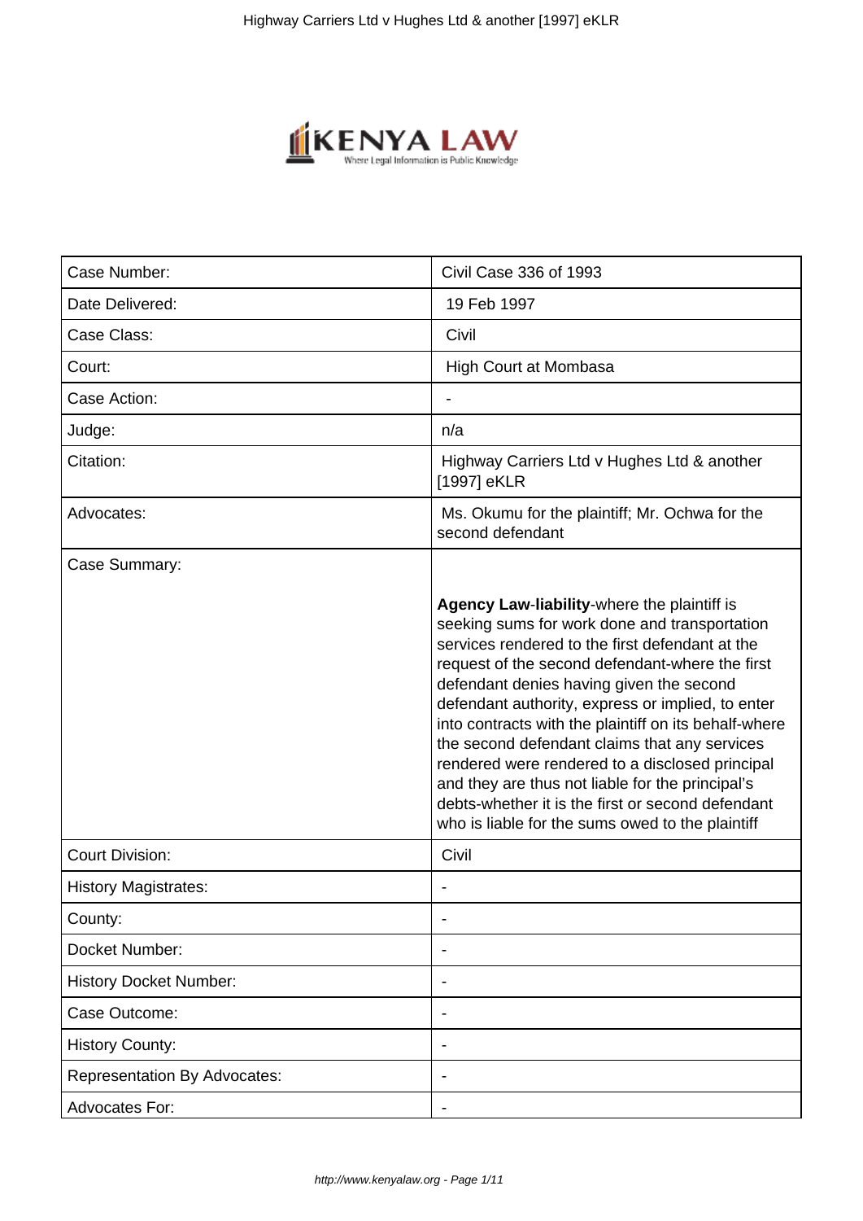| Case Number: | Civil Case 336 of 1993 |
| --- | --- |
| Date Delivered: | 19 Feb 1997 |
| Case Class: | Civil |
| Court: | High Court at Mombasa |
| Case Action: | - |
| Judge: | n/a |
| Citation: | Highway Carriers Ltd v Hughes Ltd & another [1997] eKLR |
| Advocates: | Ms. Okumu for the plaintiff; Mr. Ochwa for the second defendant |
| Case Summary: | **Agency Law**-**liability**-where the plaintiff is seeking sums for work done and transportation services rendered to the first defendant at the request of the second defendant-where the first defendant denies having given the second defendant authority, express or implied, to enter into contracts with the plaintiff on its behalf-where the second defendant claims that any services rendered were rendered to a disclosed principal and they are thus not liable for the principal's debts-whether it is the first or second defendant who is liable for the sums owed to the plaintiff |
| Court Division: | Civil |
| History Magistrates: | - |
| County: | - |
| Docket Number: | - |
| History Docket Number: | - |
| Case Outcome: | - |
| History County: | - |
| Representation By Advocates: | - |
| Advocates For: | - |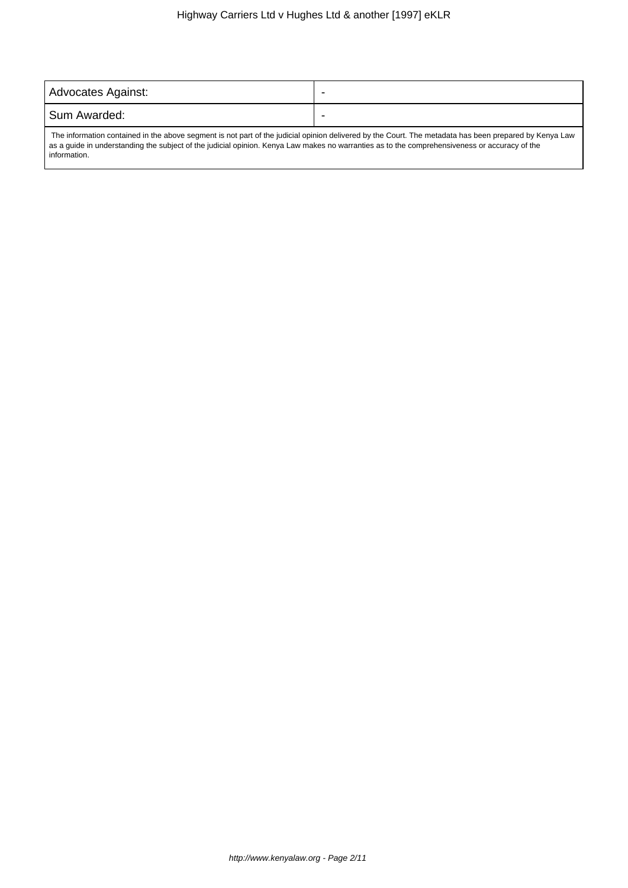| Advocates Against: | - |
| --- | --- |
| Sum Awarded: | - |

The information contained in the above segment is not part of the judicial opinion delivered by the Court. The metadata has been prepared by Kenya Law as a guide in understanding the subject of the judicial opinion. Kenya Law makes no warranties as to the comprehensiveness or accuracy of the information.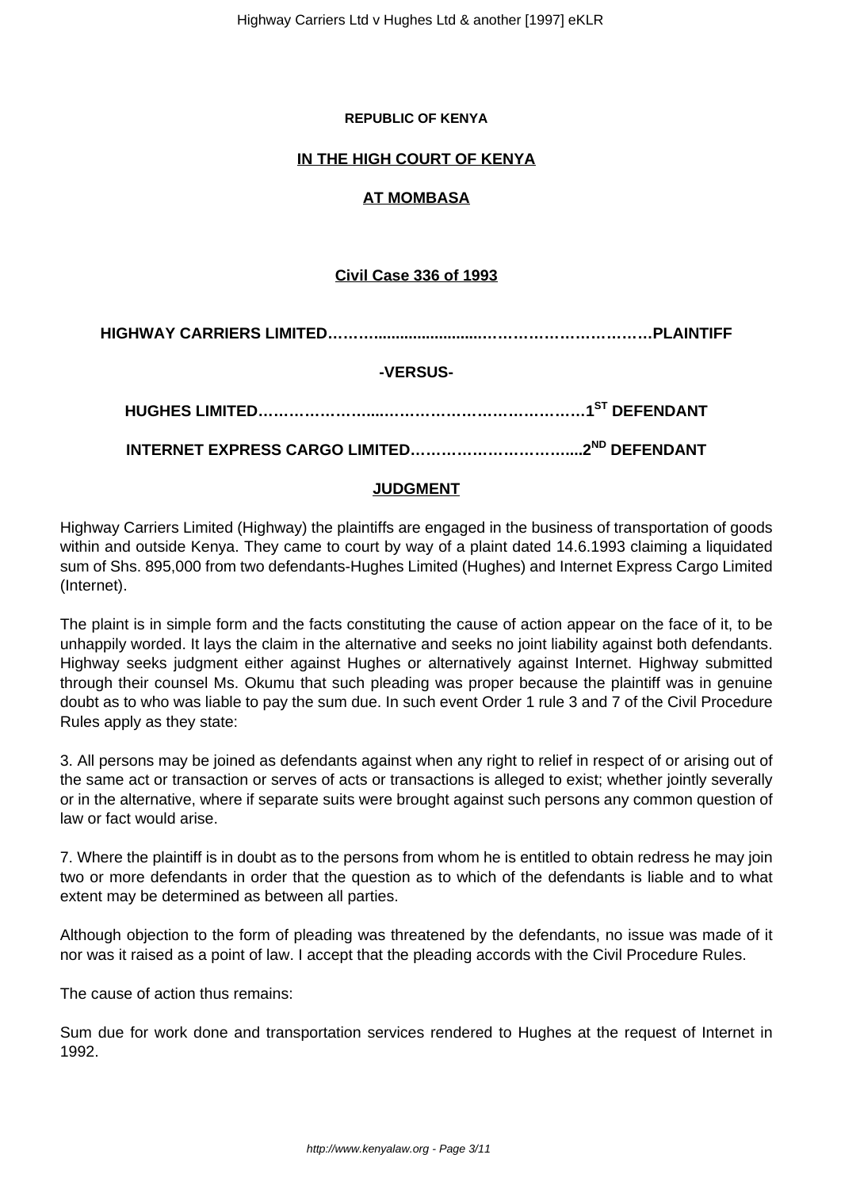**REPUBLIC OF KENYA**

**IN THE HIGH COURT OF KENYA**

**AT MOMBASA**

**Civil Case 336 of 1993**

**HIGHWAY CARRIERS LIMITED……….......................……………………………PLAINTIFF**

**-VERSUS-**

**HUGHES LIMITED…………………...………………………………1ST DEFENDANT**

**INTERNET EXPRESS CARGO LIMITED………………………….....2ND DEFENDANT**

## JUDGMENT

Highway Carriers Limited (Highway) the plaintiffs are engaged in the business of transportation of goods within and outside Kenya. They came to court by way of a plaint dated 14.6.1993 claiming a liquidated sum of Shs. 895,000 from two defendants-Hughes Limited (Hughes) and Internet Express Cargo Limited (Internet).

The plaint is in simple form and the facts constituting the cause of action appear on the face of it, to be unhappily worded. It lays the claim in the alternative and seeks no joint liability against both defendants. Highway seeks judgment either against Hughes or alternatively against Internet. Highway submitted through their counsel Ms. Okumu that such pleading was proper because the plaintiff was in genuine doubt as to who was liable to pay the sum due. In such event Order 1 rule 3 and 7 of the Civil Procedure Rules apply as they state:

3. All persons may be joined as defendants against when any right to relief in respect of or arising out of the same act or transaction or serves of acts or transactions is alleged to exist; whether jointly severally or in the alternative, where if separate suits were brought against such persons any common question of law or fact would arise.

7. Where the plaintiff is in doubt as to the persons from whom he is entitled to obtain redress he may join two or more defendants in order that the question as to which of the defendants is liable and to what extent may be determined as between all parties.

Although objection to the form of pleading was threatened by the defendants, no issue was made of it nor was it raised as a point of law. I accept that the pleading accords with the Civil Procedure Rules.

The cause of action thus remains:

Sum due for work done and transportation services rendered to Hughes at the request of Internet in 1992.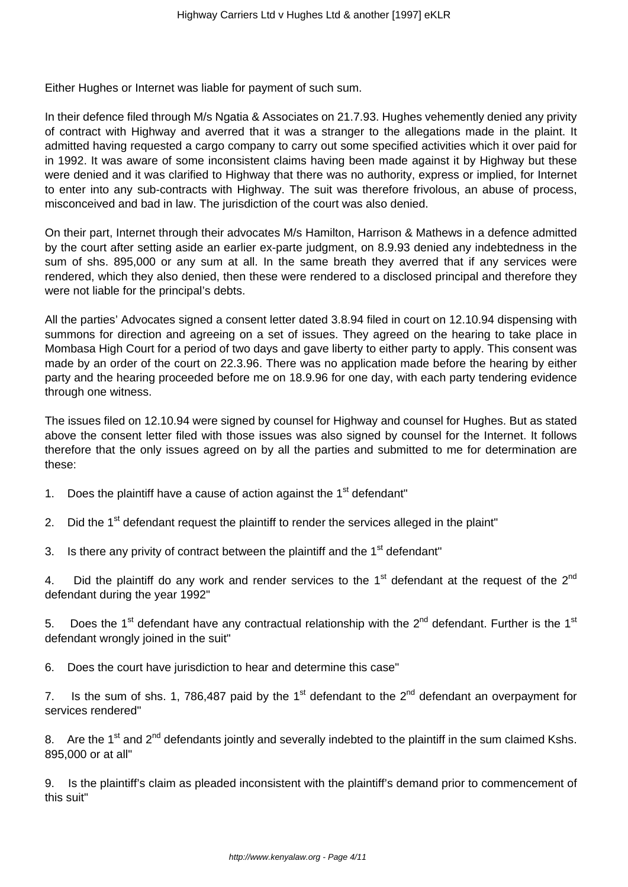Either Hughes or Internet was liable for payment of such sum.

In their defence filed through M/s Ngatia & Associates on 21.7.93. Hughes vehemently denied any privity of contract with Highway and averred that it was a stranger to the allegations made in the plaint. It admitted having requested a cargo company to carry out some specified activities which it over paid for in 1992. It was aware of some inconsistent claims having been made against it by Highway but these were denied and it was clarified to Highway that there was no authority, express or implied, for Internet to enter into any sub-contracts with Highway. The suit was therefore frivolous, an abuse of process, misconceived and bad in law. The jurisdiction of the court was also denied.

On their part, Internet through their advocates M/s Hamilton, Harrison & Mathews in a defence admitted by the court after setting aside an earlier ex-parte judgment, on 8.9.93 denied any indebtedness in the sum of shs. 895,000 or any sum at all. In the same breath they averred that if any services were rendered, which they also denied, then these were rendered to a disclosed principal and therefore they were not liable for the principal's debts.

All the parties' Advocates signed a consent letter dated 3.8.94 filed in court on 12.10.94 dispensing with summons for direction and agreeing on a set of issues. They agreed on the hearing to take place in Mombasa High Court for a period of two days and gave liberty to either party to apply. This consent was made by an order of the court on 22.3.96. There was no application made before the hearing by either party and the hearing proceeded before me on 18.9.96 for one day, with each party tendering evidence through one witness.

The issues filed on 12.10.94 were signed by counsel for Highway and counsel for Hughes. But as stated above the consent letter filed with those issues was also signed by counsel for the Internet. It follows therefore that the only issues agreed on by all the parties and submitted to me for determination are these:

1. Does the plaintiff have a cause of action against the 1st defendant"

2. Did the 1st defendant request the plaintiff to render the services alleged in the plaint"

3. Is there any privity of contract between the plaintiff and the 1st defendant"

4. Did the plaintiff do any work and render services to the 1st defendant at the request of the 2nd defendant during the year 1992"

5. Does the 1st defendant have any contractual relationship with the 2nd defendant. Further is the 1st defendant wrongly joined in the suit"

6. Does the court have jurisdiction to hear and determine this case"

7. Is the sum of shs. 1, 786,487 paid by the 1st defendant to the 2nd defendant an overpayment for services rendered"

8. Are the 1st and 2nd defendants jointly and severally indebted to the plaintiff in the sum claimed Kshs. 895,000 or at all"

9. Is the plaintiff's claim as pleaded inconsistent with the plaintiff's demand prior to commencement of this suit"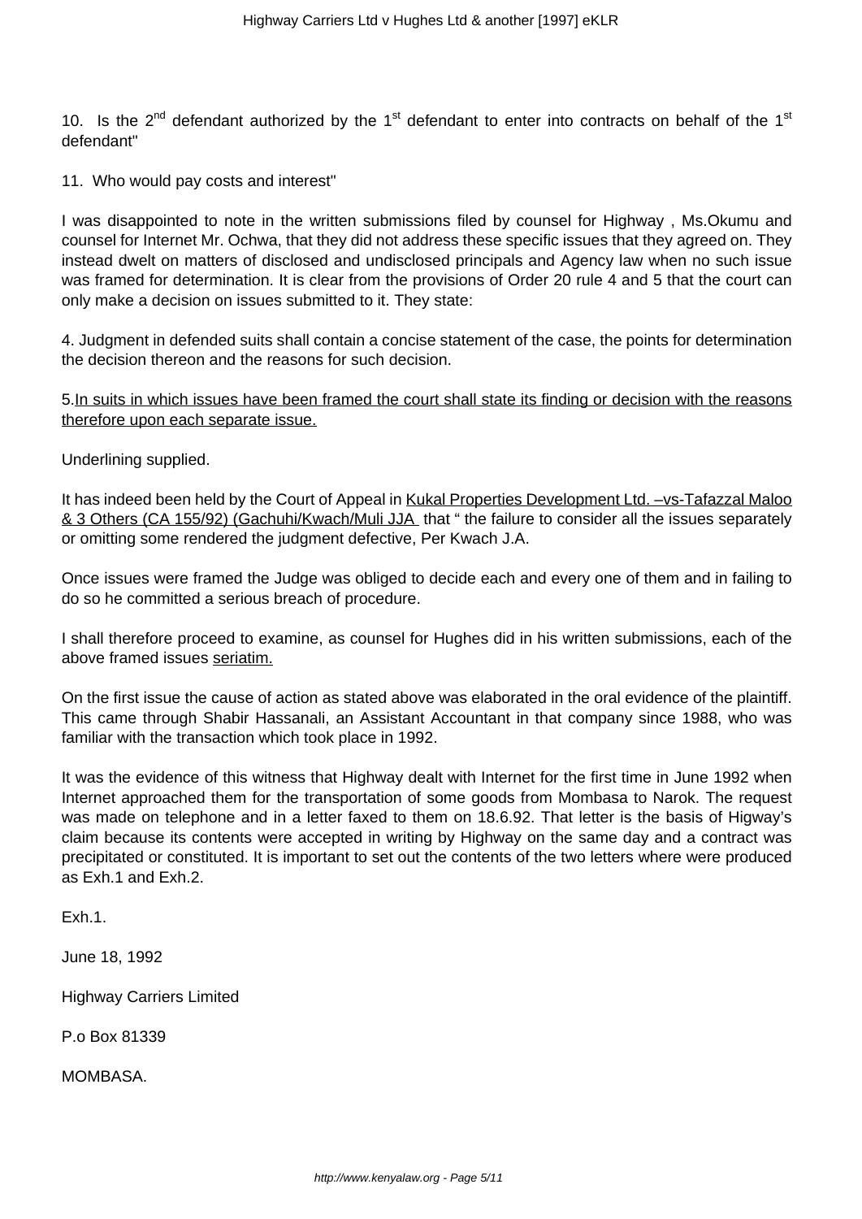10. Is the 2nd defendant authorized by the 1st defendant to enter into contracts on behalf of the 1st defendant"

11. Who would pay costs and interest"

I was disappointed to note in the written submissions filed by counsel for Highway , Ms.Okumu and counsel for Internet Mr. Ochwa, that they did not address these specific issues that they agreed on. They instead dwelt on matters of disclosed and undisclosed principals and Agency law when no such issue was framed for determination. It is clear from the provisions of Order 20 rule 4 and 5 that the court can only make a decision on issues submitted to it. They state:

4. Judgment in defended suits shall contain a concise statement of the case, the points for determination the decision thereon and the reasons for such decision.

5.<u>In suits in which issues have been framed the court shall state its finding or decision with the reasons therefore upon each separate issue.</u>

Underlining supplied.

It has indeed been held by the Court of Appeal in <u>Kukal Properties Development Ltd. –vs-Tafazzal Maloo & 3 Others (CA 155/92) (Gachuhi/Kwach/Muli JJA</u> that " the failure to consider all the issues separately or omitting some rendered the judgment defective, Per Kwach J.A.

Once issues were framed the Judge was obliged to decide each and every one of them and in failing to do so he committed a serious breach of procedure.

I shall therefore proceed to examine, as counsel for Hughes did in his written submissions, each of the above framed issues <u>seriatim.</u>

On the first issue the cause of action as stated above was elaborated in the oral evidence of the plaintiff. This came through Shabir Hassanali, an Assistant Accountant in that company since 1988, who was familiar with the transaction which took place in 1992.

It was the evidence of this witness that Highway dealt with Internet for the first time in June 1992 when Internet approached them for the transportation of some goods from Mombasa to Narok. The request was made on telephone and in a letter faxed to them on 18.6.92. That letter is the basis of Higway's claim because its contents were accepted in writing by Highway on the same day and a contract was precipitated or constituted. It is important to set out the contents of the two letters where were produced as Exh.1 and Exh.2.

Exh.1.

June 18, 1992

Highway Carriers Limited

P.o Box 81339

MOMBASA.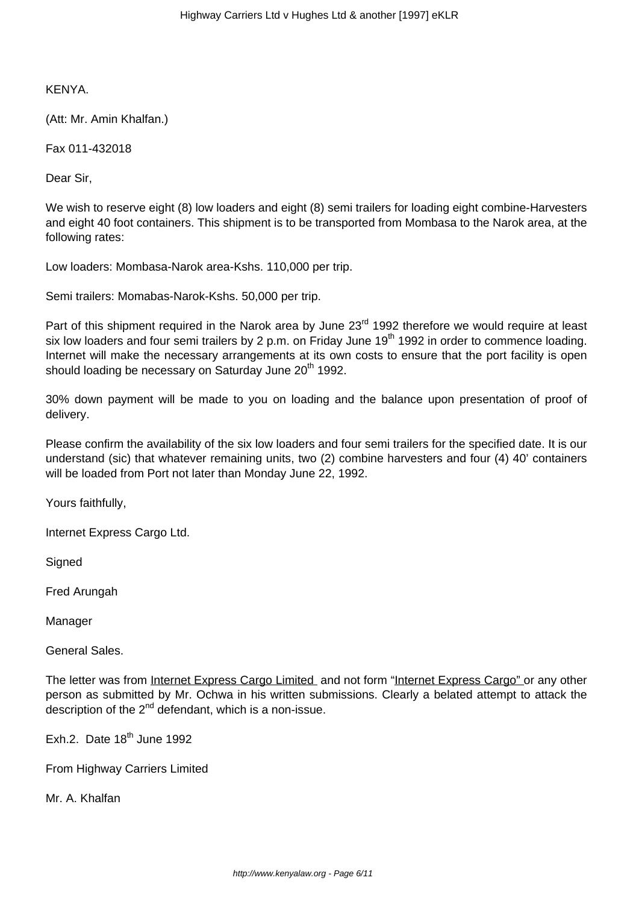KENYA.

(Att: Mr. Amin Khalfan.)

Fax 011-432018

Dear Sir,

We wish to reserve eight (8) low loaders and eight (8) semi trailers for loading eight combine-Harvesters and eight 40 foot containers. This shipment is to be transported from Mombasa to the Narok area, at the following rates:

Low loaders: Mombasa-Narok area-Kshs. 110,000 per trip.

Semi trailers: Momabas-Narok-Kshs. 50,000 per trip.

Part of this shipment required in the Narok area by June 23rd 1992 therefore we would require at least six low loaders and four semi trailers by 2 p.m. on Friday June 19th 1992 in order to commence loading. Internet will make the necessary arrangements at its own costs to ensure that the port facility is open should loading be necessary on Saturday June 20th 1992.

30% down payment will be made to you on loading and the balance upon presentation of proof of delivery.

Please confirm the availability of the six low loaders and four semi trailers for the specified date. It is our understand (sic) that whatever remaining units, two (2) combine harvesters and four (4) 40' containers will be loaded from Port not later than Monday June 22, 1992.

Yours faithfully,

Internet Express Cargo Ltd.

Signed

Fred Arungah

Manager

General Sales.

The letter was from Internet Express Cargo Limited and not form "Internet Express Cargo" or any other person as submitted by Mr. Ochwa in his written submissions. Clearly a belated attempt to attack the description of the 2nd defendant, which is a non-issue.

Exh.2. Date 18th June 1992

From Highway Carriers Limited

Mr. A. Khalfan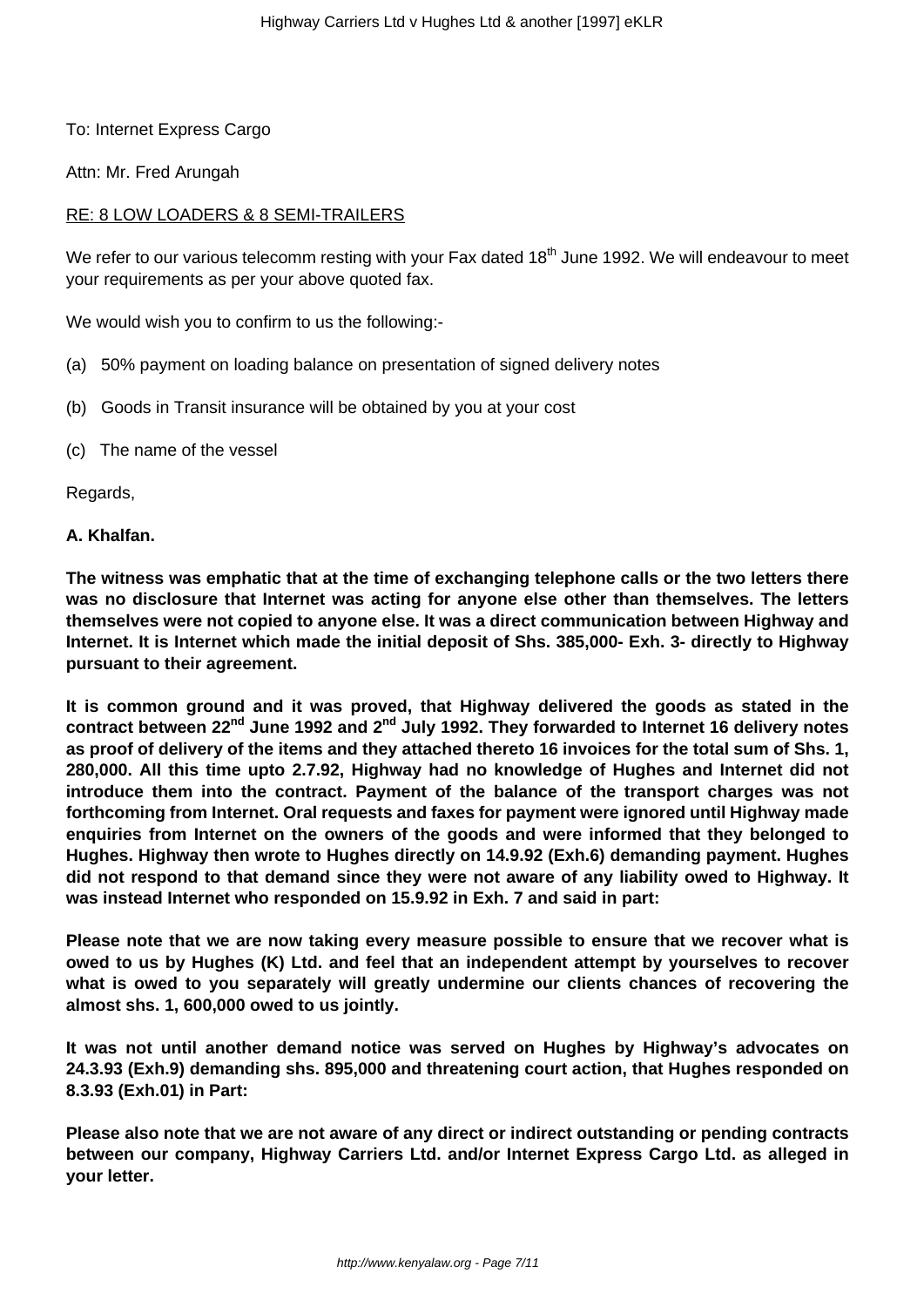To: Internet Express Cargo

Attn: Mr. Fred Arungah

RE: 8 LOW LOADERS & 8 SEMI-TRAILERS

We refer to our various telecomm resting with your Fax dated 18th June 1992. We will endeavour to meet your requirements as per your above quoted fax.

We would wish you to confirm to us the following:-

(a) 50% payment on loading balance on presentation of signed delivery notes

(b) Goods in Transit insurance will be obtained by you at your cost

(c) The name of the vessel

Regards,

**A. Khalfan.**

**The witness was emphatic that at the time of exchanging telephone calls or the two letters there was no disclosure that Internet was acting for anyone else other than themselves. The letters themselves were not copied to anyone else. It was a direct communication between Highway and Internet. It is Internet which made the initial deposit of Shs. 385,000- Exh. 3- directly to Highway pursuant to their agreement.**

**It is common ground and it was proved, that Highway delivered the goods as stated in the contract between 22nd June 1992 and 2nd July 1992. They forwarded to Internet 16 delivery notes as proof of delivery of the items and they attached thereto 16 invoices for the total sum of Shs. 1, 280,000. All this time upto 2.7.92, Highway had no knowledge of Hughes and Internet did not introduce them into the contract. Payment of the balance of the transport charges was not forthcoming from Internet. Oral requests and faxes for payment were ignored until Highway made enquiries from Internet on the owners of the goods and were informed that they belonged to Hughes. Highway then wrote to Hughes directly on 14.9.92 (Exh.6) demanding payment. Hughes did not respond to that demand since they were not aware of any liability owed to Highway. It was instead Internet who responded on 15.9.92 in Exh. 7 and said in part:**

**Please note that we are now taking every measure possible to ensure that we recover what is owed to us by Hughes (K) Ltd. and feel that an independent attempt by yourselves to recover what is owed to you separately will greatly undermine our clients chances of recovering the almost shs. 1, 600,000 owed to us jointly.**

**It was not until another demand notice was served on Hughes by Highway's advocates on 24.3.93 (Exh.9) demanding shs. 895,000 and threatening court action, that Hughes responded on 8.3.93 (Exh.01) in Part:**

**Please also note that we are not aware of any direct or indirect outstanding or pending contracts between our company, Highway Carriers Ltd. and/or Internet Express Cargo Ltd. as alleged in your letter.**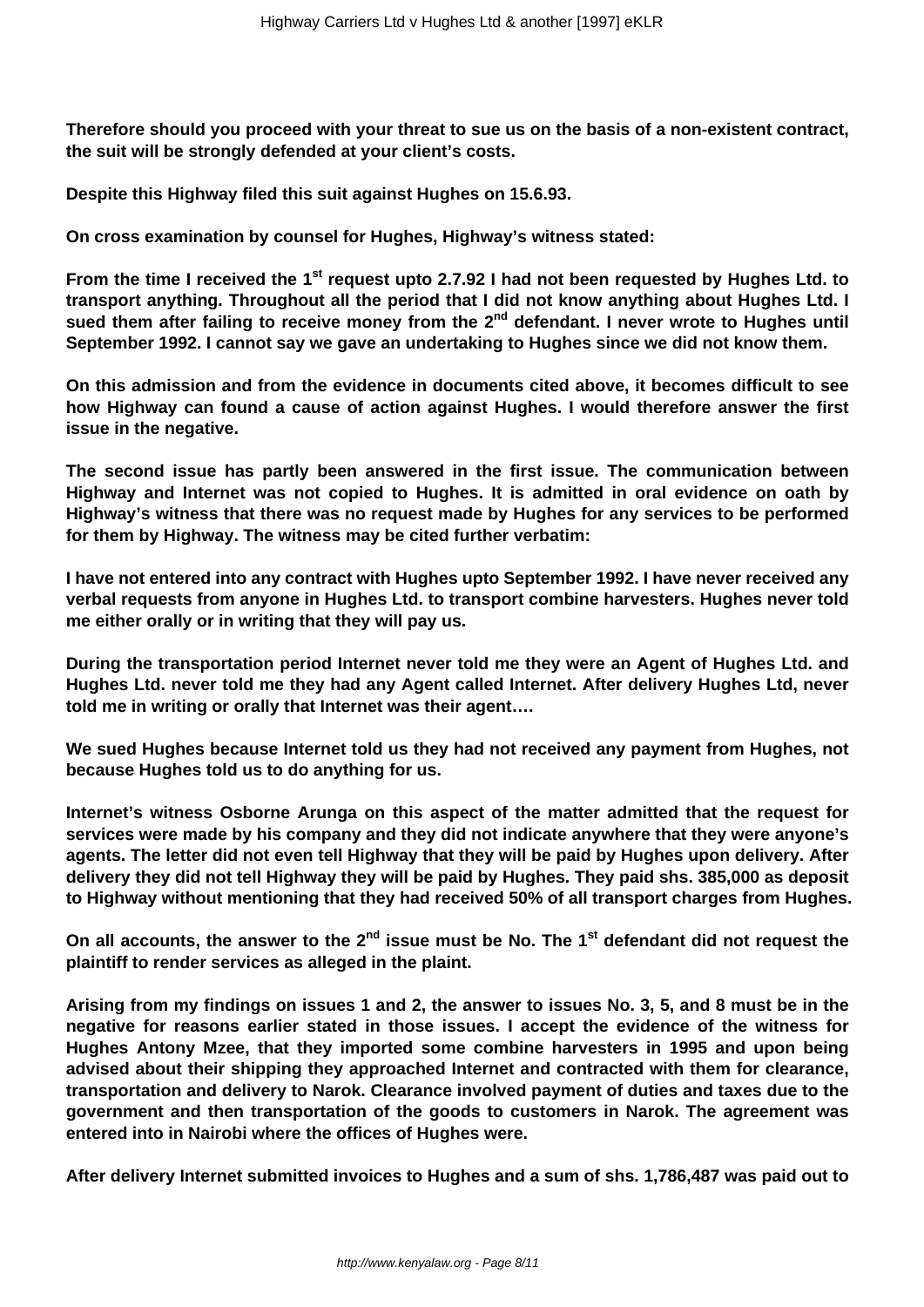**Therefore should you proceed with your threat to sue us on the basis of a non-existent contract, the suit will be strongly defended at your client's costs.**

**Despite this Highway filed this suit against Hughes on 15.6.93.**

**On cross examination by counsel for Hughes, Highway's witness stated:**

**From the time I received the 1st request upto 2.7.92 I had not been requested by Hughes Ltd. to transport anything. Throughout all the period that I did not know anything about Hughes Ltd. I sued them after failing to receive money from the 2nd defendant. I never wrote to Hughes until September 1992. I cannot say we gave an undertaking to Hughes since we did not know them.**

**On this admission and from the evidence in documents cited above, it becomes difficult to see how Highway can found a cause of action against Hughes. I would therefore answer the first issue in the negative.**

**The second issue has partly been answered in the first issue. The communication between Highway and Internet was not copied to Hughes. It is admitted in oral evidence on oath by Highway's witness that there was no request made by Hughes for any services to be performed for them by Highway. The witness may be cited further verbatim:**

**I have not entered into any contract with Hughes upto September 1992. I have never received any verbal requests from anyone in Hughes Ltd. to transport combine harvesters. Hughes never told me either orally or in writing that they will pay us.**

**During the transportation period Internet never told me they were an Agent of Hughes Ltd. and Hughes Ltd. never told me they had any Agent called Internet. After delivery Hughes Ltd, never told me in writing or orally that Internet was their agent….**

**We sued Hughes because Internet told us they had not received any payment from Hughes, not because Hughes told us to do anything for us.**

**Internet's witness Osborne Arunga on this aspect of the matter admitted that the request for services were made by his company and they did not indicate anywhere that they were anyone's agents. The letter did not even tell Highway that they will be paid by Hughes upon delivery. After delivery they did not tell Highway they will be paid by Hughes. They paid shs. 385,000 as deposit to Highway without mentioning that they had received 50% of all transport charges from Hughes.**

**On all accounts, the answer to the 2nd issue must be No. The 1st defendant did not request the plaintiff to render services as alleged in the plaint.**

**Arising from my findings on issues 1 and 2, the answer to issues No. 3, 5, and 8 must be in the negative for reasons earlier stated in those issues. I accept the evidence of the witness for Hughes Antony Mzee, that they imported some combine harvesters in 1995 and upon being advised about their shipping they approached Internet and contracted with them for clearance, transportation and delivery to Narok. Clearance involved payment of duties and taxes due to the government and then transportation of the goods to customers in Narok. The agreement was entered into in Nairobi where the offices of Hughes were.**

**After delivery Internet submitted invoices to Hughes and a sum of shs. 1,786,487 was paid out to**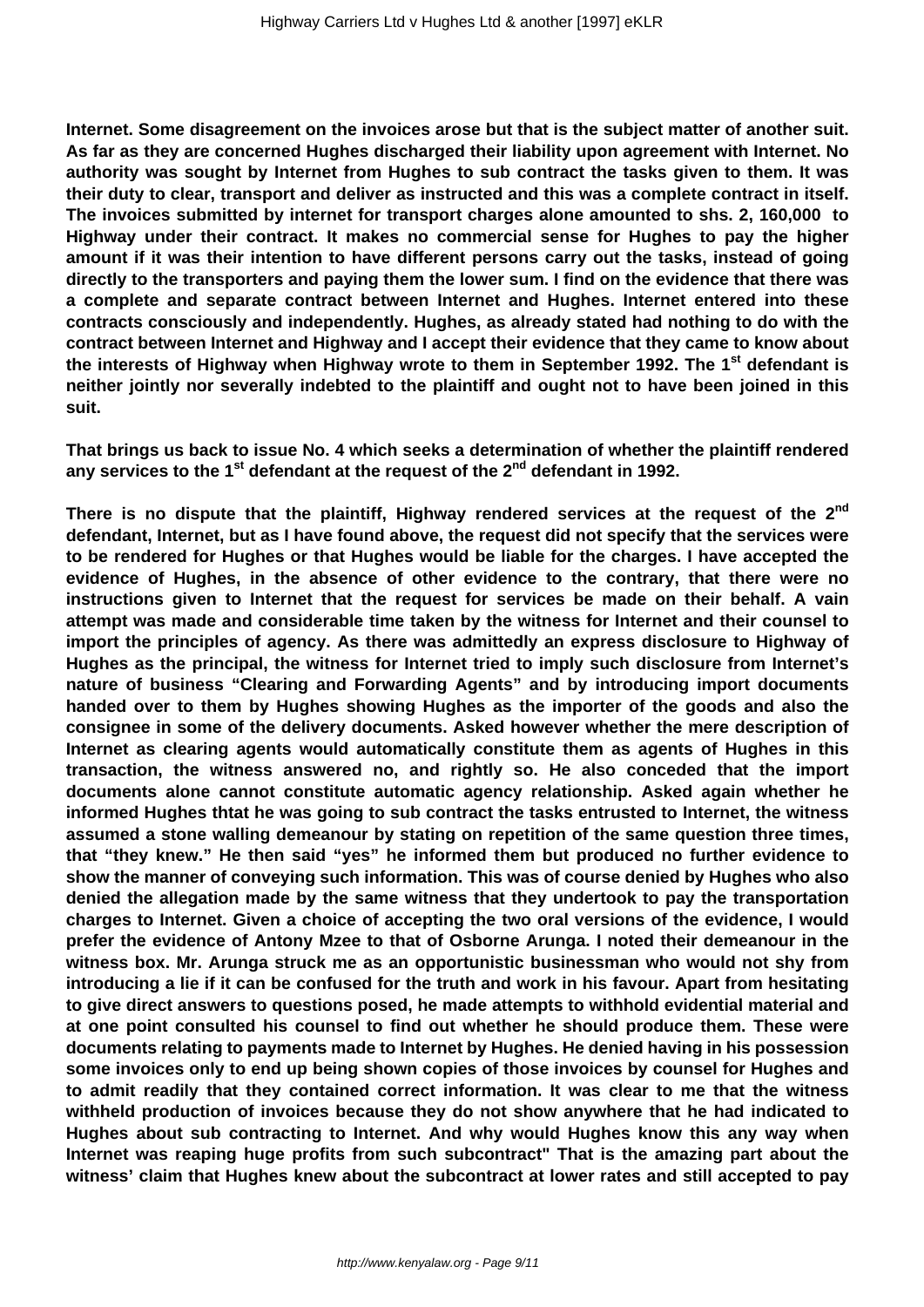**Internet. Some disagreement on the invoices arose but that is the subject matter of another suit. As far as they are concerned Hughes discharged their liability upon agreement with Internet. No authority was sought by Internet from Hughes to sub contract the tasks given to them. It was their duty to clear, transport and deliver as instructed and this was a complete contract in itself. The invoices submitted by internet for transport charges alone amounted to shs. 2, 160,000 to Highway under their contract. It makes no commercial sense for Hughes to pay the higher amount if it was their intention to have different persons carry out the tasks, instead of going directly to the transporters and paying them the lower sum. I find on the evidence that there was a complete and separate contract between Internet and Hughes. Internet entered into these contracts consciously and independently. Hughes, as already stated had nothing to do with the contract between Internet and Highway and I accept their evidence that they came to know about the interests of Highway when Highway wrote to them in September 1992. The 1st defendant is neither jointly nor severally indebted to the plaintiff and ought not to have been joined in this suit.**

**That brings us back to issue No. 4 which seeks a determination of whether the plaintiff rendered any services to the 1st defendant at the request of the 2nd defendant in 1992.**

**There is no dispute that the plaintiff, Highway rendered services at the request of the 2nd defendant, Internet, but as I have found above, the request did not specify that the services were to be rendered for Hughes or that Hughes would be liable for the charges. I have accepted the evidence of Hughes, in the absence of other evidence to the contrary, that there were no instructions given to Internet that the request for services be made on their behalf. A vain attempt was made and considerable time taken by the witness for Internet and their counsel to import the principles of agency. As there was admittedly an express disclosure to Highway of Hughes as the principal, the witness for Internet tried to imply such disclosure from Internet's nature of business "Clearing and Forwarding Agents" and by introducing import documents handed over to them by Hughes showing Hughes as the importer of the goods and also the consignee in some of the delivery documents. Asked however whether the mere description of Internet as clearing agents would automatically constitute them as agents of Hughes in this transaction, the witness answered no, and rightly so. He also conceded that the import documents alone cannot constitute automatic agency relationship. Asked again whether he informed Hughes thtat he was going to sub contract the tasks entrusted to Internet, the witness assumed a stone walling demeanour by stating on repetition of the same question three times, that "they knew." He then said "yes" he informed them but produced no further evidence to show the manner of conveying such information. This was of course denied by Hughes who also denied the allegation made by the same witness that they undertook to pay the transportation charges to Internet. Given a choice of accepting the two oral versions of the evidence, I would prefer the evidence of Antony Mzee to that of Osborne Arunga. I noted their demeanour in the witness box. Mr. Arunga struck me as an opportunistic businessman who would not shy from introducing a lie if it can be confused for the truth and work in his favour. Apart from hesitating to give direct answers to questions posed, he made attempts to withhold evidential material and at one point consulted his counsel to find out whether he should produce them. These were documents relating to payments made to Internet by Hughes. He denied having in his possession some invoices only to end up being shown copies of those invoices by counsel for Hughes and to admit readily that they contained correct information. It was clear to me that the witness withheld production of invoices because they do not show anywhere that he had indicated to Hughes about sub contracting to Internet. And why would Hughes know this any way when Internet was reaping huge profits from such subcontract" That is the amazing part about the witness' claim that Hughes knew about the subcontract at lower rates and still accepted to pay**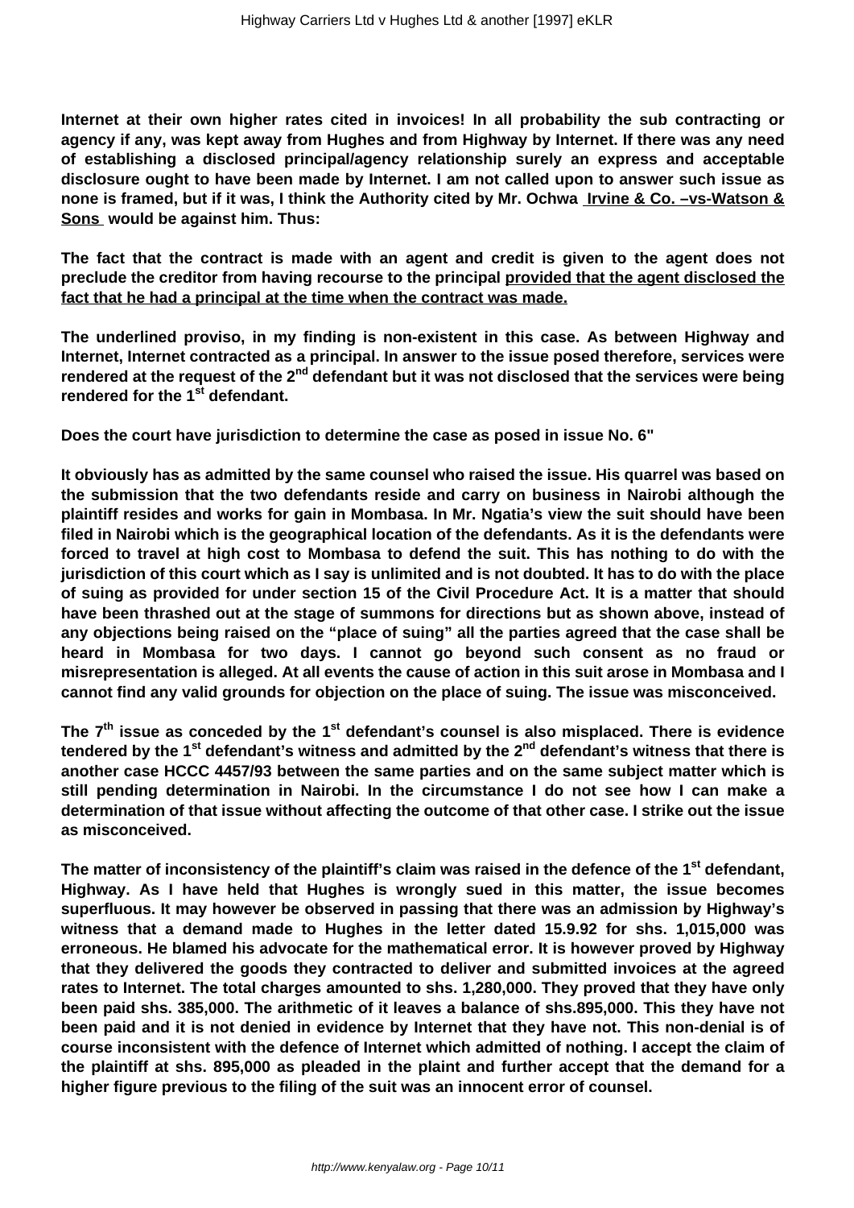**Internet at their own higher rates cited in invoices! In all probability the sub contracting or agency if any, was kept away from Hughes and from Highway by Internet. If there was any need of establishing a disclosed principal/agency relationship surely an express and acceptable disclosure ought to have been made by Internet. I am not called upon to answer such issue as none is framed, but if it was, I think the Authority cited by Mr. Ochwa <u>Irvine & Co. –vs-Watson & Sons</u> would be against him. Thus:**

**The fact that the contract is made with an agent and credit is given to the agent does not preclude the creditor from having recourse to the principal <u>provided that the agent disclosed the fact that he had a principal at the time when the contract was made.</u>**

**The underlined proviso, in my finding is non-existent in this case. As between Highway and Internet, Internet contracted as a principal. In answer to the issue posed therefore, services were rendered at the request of the 2nd defendant but it was not disclosed that the services were being rendered for the 1st defendant.**

**Does the court have jurisdiction to determine the case as posed in issue No. 6"**

**It obviously has as admitted by the same counsel who raised the issue. His quarrel was based on the submission that the two defendants reside and carry on business in Nairobi although the plaintiff resides and works for gain in Mombasa. In Mr. Ngatia's view the suit should have been filed in Nairobi which is the geographical location of the defendants. As it is the defendants were forced to travel at high cost to Mombasa to defend the suit. This has nothing to do with the jurisdiction of this court which as I say is unlimited and is not doubted. It has to do with the place of suing as provided for under section 15 of the Civil Procedure Act. It is a matter that should have been thrashed out at the stage of summons for directions but as shown above, instead of any objections being raised on the "place of suing" all the parties agreed that the case shall be heard in Mombasa for two days. I cannot go beyond such consent as no fraud or misrepresentation is alleged. At all events the cause of action in this suit arose in Mombasa and I cannot find any valid grounds for objection on the place of suing. The issue was misconceived.**

**The 7th issue as conceded by the 1st defendant's counsel is also misplaced. There is evidence tendered by the 1st defendant's witness and admitted by the 2nd defendant's witness that there is another case HCCC 4457/93 between the same parties and on the same subject matter which is still pending determination in Nairobi. In the circumstance I do not see how I can make a determination of that issue without affecting the outcome of that other case. I strike out the issue as misconceived.**

**The matter of inconsistency of the plaintiff's claim was raised in the defence of the 1st defendant, Highway. As I have held that Hughes is wrongly sued in this matter, the issue becomes superfluous. It may however be observed in passing that there was an admission by Highway's witness that a demand made to Hughes in the letter dated 15.9.92 for shs. 1,015,000 was erroneous. He blamed his advocate for the mathematical error. It is however proved by Highway that they delivered the goods they contracted to deliver and submitted invoices at the agreed rates to Internet. The total charges amounted to shs. 1,280,000. They proved that they have only been paid shs. 385,000. The arithmetic of it leaves a balance of shs.895,000. This they have not been paid and it is not denied in evidence by Internet that they have not. This non-denial is of course inconsistent with the defence of Internet which admitted of nothing. I accept the claim of the plaintiff at shs. 895,000 as pleaded in the plaint and further accept that the demand for a higher figure previous to the filing of the suit was an innocent error of counsel.**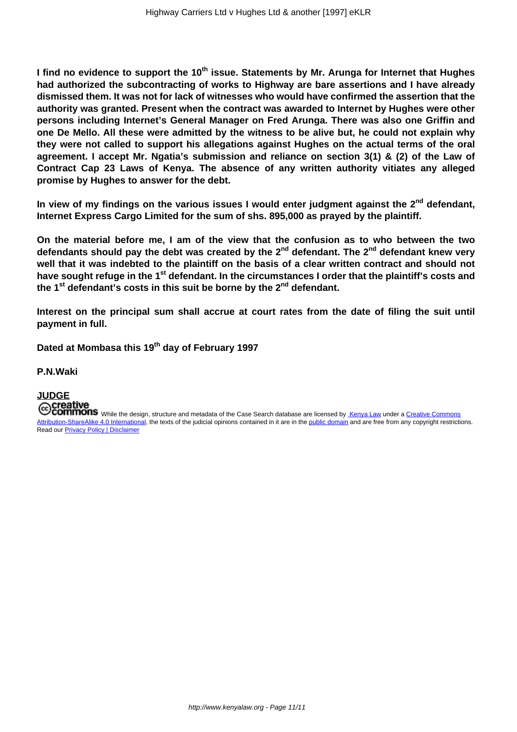**I find no evidence to support the 10th issue. Statements by Mr. Arunga for Internet that Hughes had authorized the subcontracting of works to Highway are bare assertions and I have already dismissed them. It was not for lack of witnesses who would have confirmed the assertion that the authority was granted. Present when the contract was awarded to Internet by Hughes were other persons including Internet's General Manager on Fred Arunga. There was also one Griffin and one De Mello. All these were admitted by the witness to be alive but, he could not explain why they were not called to support his allegations against Hughes on the actual terms of the oral agreement. I accept Mr. Ngatia's submission and reliance on section 3(1) & (2) of the Law of Contract Cap 23 Laws of Kenya. The absence of any written authority vitiates any alleged promise by Hughes to answer for the debt.**

**In view of my findings on the various issues I would enter judgment against the 2nd defendant, Internet Express Cargo Limited for the sum of shs. 895,000 as prayed by the plaintiff.**

**On the material before me, I am of the view that the confusion as to who between the two defendants should pay the debt was created by the 2nd defendant. The 2nd defendant knew very well that it was indebted to the plaintiff on the basis of a clear written contract and should not have sought refuge in the 1st defendant. In the circumstances I order that the plaintiff's costs and the 1st defendant's costs in this suit be borne by the 2nd defendant.**

**Interest on the principal sum shall accrue at court rates from the date of filing the suit until payment in full.**

**Dated at Mombasa this 19th day of February 1997**

**P.N.Waki**

**JUDGE**

While the design, structure and metadata of the Case Search database are licensed by Kenya Law under a Creative Commons Attribution-ShareAlike 4.0 International, the texts of the judicial opinions contained in it are in the public domain and are free from any copyright restrictions. Read our Privacy Policy | Disclaimer